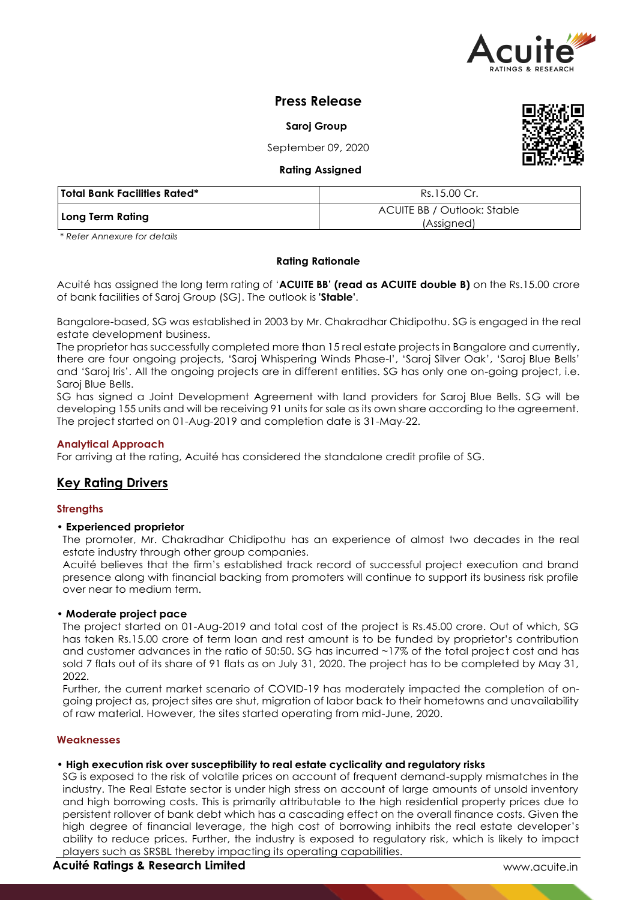# Press Release

**Saroj Group**

September 09, 2020

**Rating Assigned**

| **Total Bank Facilities Rated*** | Rs.15.00 Cr. |
|---|---|
| **Long Term Rating** | ACUITE BB / Outlook: Stable (Assigned) |

*\* Refer Annexure for details*

**Rating Rationale**

Acuité has assigned the long term rating of '**ACUITE BB' (read as ACUITE double B)** on the Rs.15.00 crore of bank facilities of Saroj Group (SG). The outlook is '**Stable**'.

Bangalore-based, SG was established in 2003 by Mr. Chakradhar Chidipothu. SG is engaged in the real estate development business.

The proprietor has successfully completed more than 15 real estate projects in Bangalore and currently, there are four ongoing projects, 'Saroj Whispering Winds Phase-I', 'Saroj Silver Oak', 'Saroj Blue Bells' and 'Saroj Iris'. All the ongoing projects are in different entities. SG has only one on-going project, i.e. Saroj Blue Bells.

SG has signed a Joint Development Agreement with land providers for Saroj Blue Bells. SG will be developing 155 units and will be receiving 91 units for sale as its own share according to the agreement. The project started on 01-Aug-2019 and completion date is 31-May-22.

### Analytical Approach

For arriving at the rating, Acuité has considered the standalone credit profile of SG.

## Key Rating Drivers

### Strengths

- **Experienced proprietor**

  The promoter, Mr. Chakradhar Chidipothu has an experience of almost two decades in the real estate industry through other group companies.

  Acuité believes that the firm's established track record of successful project execution and brand presence along with financial backing from promoters will continue to support its business risk profile over near to medium term.

- **Moderate project pace**

  The project started on 01-Aug-2019 and total cost of the project is Rs.45.00 crore. Out of which, SG has taken Rs.15.00 crore of term loan and rest amount is to be funded by proprietor's contribution and customer advances in the ratio of 50:50. SG has incurred ~17% of the total project cost and has sold 7 flats out of its share of 91 flats as on July 31, 2020. The project has to be completed by May 31, 2022.

  Further, the current market scenario of COVID-19 has moderately impacted the completion of on-going project as, project sites are shut, migration of labor back to their hometowns and unavailability of raw material. However, the sites started operating from mid-June, 2020.

### Weaknesses

- **High execution risk over susceptibility to real estate cyclicality and regulatory risks**

  SG is exposed to the risk of volatile prices on account of frequent demand-supply mismatches in the industry. The Real Estate sector is under high stress on account of large amounts of unsold inventory and high borrowing costs. This is primarily attributable to the high residential property prices due to persistent rollover of bank debt which has a cascading effect on the overall finance costs. Given the high degree of financial leverage, the high cost of borrowing inhibits the real estate developer's ability to reduce prices. Further, the industry is exposed to regulatory risk, which is likely to impact players such as SRSBL thereby impacting its operating capabilities.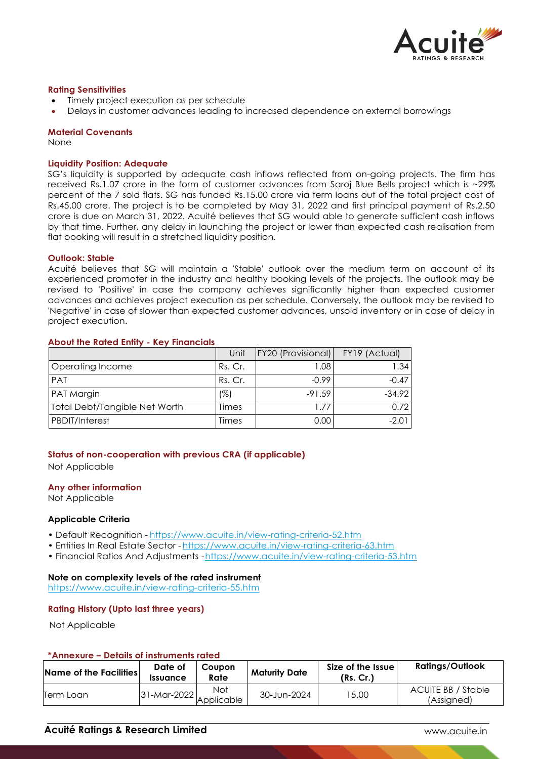### Rating Sensitivities

- Timely project execution as per schedule
- Delays in customer advances leading to increased dependence on external borrowings

### Material Covenants

None

### Liquidity Position: Adequate

SG's liquidity is supported by adequate cash inflows reflected from on-going projects. The firm has received Rs.1.07 crore in the form of customer advances from Saroj Blue Bells project which is ~29% percent of the 7 sold flats. SG has funded Rs.15.00 crore via term loans out of the total project cost of Rs.45.00 crore. The project is to be completed by May 31, 2022 and first principal payment of Rs.2.50 crore is due on March 31, 2022. Acuité believes that SG would able to generate sufficient cash inflows by that time. Further, any delay in launching the project or lower than expected cash realisation from flat booking will result in a stretched liquidity position.

### Outlook: Stable

Acuité believes that SG will maintain a 'Stable' outlook over the medium term on account of its experienced promoter in the industry and healthy booking levels of the projects. The outlook may be revised to 'Positive' in case the company achieves significantly higher than expected customer advances and achieves project execution as per schedule. Conversely, the outlook may be revised to 'Negative' in case of slower than expected customer advances, unsold inventory or in case of delay in project execution.

### About the Rated Entity - Key Financials

| | Unit | FY20 (Provisional) | FY19 (Actual) |
|---|---|---|---|
| Operating Income | Rs. Cr. | 1.08 | 1.34 |
| PAT | Rs. Cr. | -0.99 | -0.47 |
| PAT Margin | (%) | -91.59 | -34.92 |
| Total Debt/Tangible Net Worth | Times | 1.77 | 0.72 |
| PBDIT/Interest | Times | 0.00 | -2.01 |

### Status of non-cooperation with previous CRA (if applicable)

Not Applicable

### Any other information

Not Applicable

### Applicable Criteria

- Default Recognition - https://www.acuite.in/view-rating-criteria-52.htm
- Entities In Real Estate Sector - https://www.acuite.in/view-rating-criteria-63.htm
- Financial Ratios And Adjustments - https://www.acuite.in/view-rating-criteria-53.htm

### Note on complexity levels of the rated instrument

https://www.acuite.in/view-rating-criteria-55.htm

### Rating History (Upto last three years)

Not Applicable

### *Annexure – Details of instruments rated

| Name of the Facilities | Date of Issuance | Coupon Rate | Maturity Date | Size of the Issue (Rs. Cr.) | Ratings/Outlook |
|---|---|---|---|---|---|
| Term Loan | 31-Mar-2022 | Not Applicable | 30-Jun-2024 | 15.00 | ACUITE BB / Stable (Assigned) |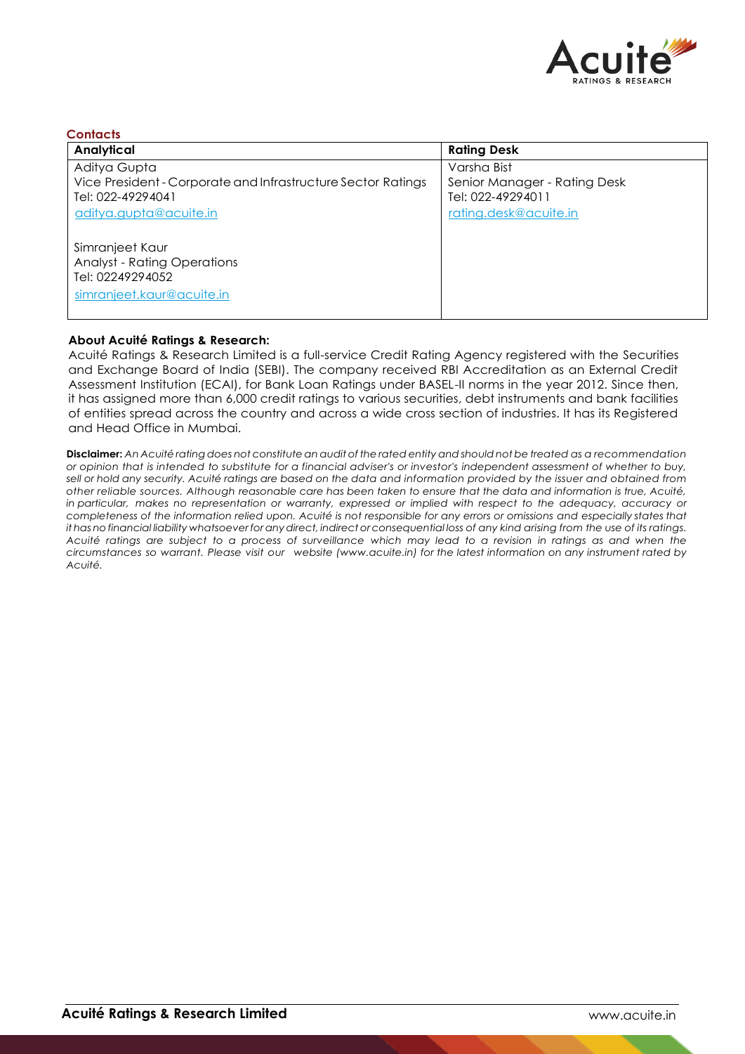### Contacts

| Analytical | Rating Desk |
|---|---|
| Aditya Gupta<br>Vice President - Corporate and Infrastructure Sector Ratings<br>Tel: 022-49294041<br>aditya.gupta@acuite.in<br><br>Simranjeet Kaur<br>Analyst - Rating Operations<br>Tel: 02249294052<br>simranjeet.kaur@acuite.in | Varsha Bist<br>Senior Manager - Rating Desk<br>Tel: 022-49294011<br>rating.desk@acuite.in |

**About Acuité Ratings & Research:**

Acuité Ratings & Research Limited is a full-service Credit Rating Agency registered with the Securities and Exchange Board of India (SEBI). The company received RBI Accreditation as an External Credit Assessment Institution (ECAI), for Bank Loan Ratings under BASEL-II norms in the year 2012. Since then, it has assigned more than 6,000 credit ratings to various securities, debt instruments and bank facilities of entities spread across the country and across a wide cross section of industries. It has its Registered and Head Office in Mumbai.

**Disclaimer:** *An Acuité rating does not constitute an audit of the rated entity and should not be treated as a recommendation or opinion that is intended to substitute for a financial adviser's or investor's independent assessment of whether to buy, sell or hold any security. Acuité ratings are based on the data and information provided by the issuer and obtained from other reliable sources. Although reasonable care has been taken to ensure that the data and information is true, Acuité, in particular, makes no representation or warranty, expressed or implied with respect to the adequacy, accuracy or completeness of the information relied upon. Acuité is not responsible for any errors or omissions and especially states that it has no financial liability whatsoever for any direct, indirect or consequential loss of any kind arising from the use of its ratings. Acuité ratings are subject to a process of surveillance which may lead to a revision in ratings as and when the circumstances so warrant. Please visit our website (www.acuite.in) for the latest information on any instrument rated by Acuité.*